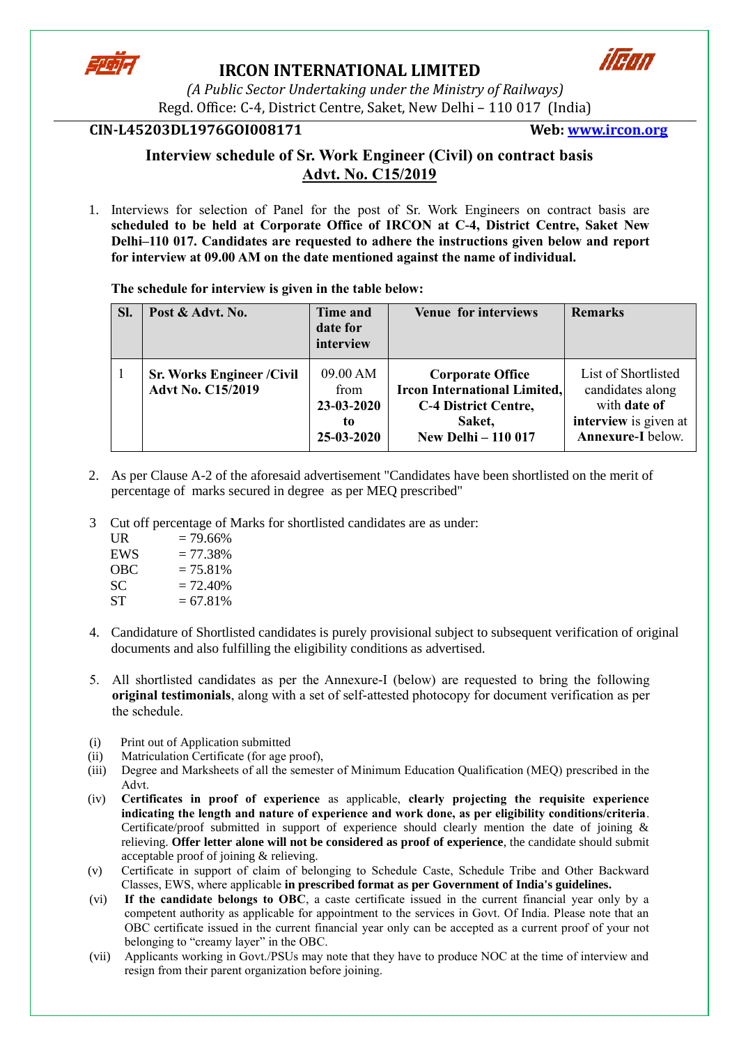# IRCON INTERNATIONAL LIMITED

*(A Public Sector Undertaking under the Ministry of Railways)*

Regd. Office: C-4, District Centre, Saket, New Delhi – 110 017 (India)

**CIN-L45203DL1976GOI008171** **Web: www.ircon.org**

## Interview schedule of Sr. Work Engineer (Civil) on contract basis

## Advt. No. C15/2019

1. Interviews for selection of Panel for the post of Sr. Work Engineers on contract basis are **scheduled to be held at Corporate Office of IRCON at C-4, District Centre, Saket New Delhi–110 017. Candidates are requested to adhere the instructions given below and report for interview at 09.00 AM on the date mentioned against the name of individual.**

   **The schedule for interview is given in the table below:**

| Sl. | Post & Advt. No. | Time and date for interview | Venue for interviews | Remarks |
|---|---|---|---|---|
| 1 | **Sr. Works Engineer /Civil Advt No. C15/2019** | 09.00 AM from **23-03-2020 to 25-03-2020** | **Corporate Office Ircon International Limited, C-4 District Centre, Saket, New Delhi – 110 017** | List of Shortlisted candidates along with **date of interview** is given at **Annexure-I** below. |

2. As per Clause A-2 of the aforesaid advertisement "Candidates have been shortlisted on the merit of percentage of marks secured in degree as per MEQ prescribed"

3. Cut off percentage of Marks for shortlisted candidates are as under:
   UR = 79.66%
   EWS = 77.38%
   OBC = 75.81%
   SC = 72.40%
   ST = 67.81%

4. Candidature of Shortlisted candidates is purely provisional subject to subsequent verification of original documents and also fulfilling the eligibility conditions as advertised.

5. All shortlisted candidates as per the Annexure-I (below) are requested to bring the following **original testimonials**, along with a set of self-attested photocopy for document verification as per the schedule.

(i) Print out of Application submitted

(ii) Matriculation Certificate (for age proof),

(iii) Degree and Marksheets of all the semester of Minimum Education Qualification (MEQ) prescribed in the Advt.

(iv) **Certificates in proof of experience** as applicable, **clearly projecting the requisite experience indicating the length and nature of experience and work done, as per eligibility conditions/criteria**. Certificate/proof submitted in support of experience should clearly mention the date of joining & relieving. **Offer letter alone will not be considered as proof of experience**, the candidate should submit acceptable proof of joining & relieving.

(v) Certificate in support of claim of belonging to Schedule Caste, Schedule Tribe and Other Backward Classes, EWS, where applicable **in prescribed format as per Government of India's guidelines.**

(vi) **If the candidate belongs to OBC**, a caste certificate issued in the current financial year only by a competent authority as applicable for appointment to the services in Govt. Of India. Please note that an OBC certificate issued in the current financial year only can be accepted as a current proof of your not belonging to "creamy layer" in the OBC.

(vii) Applicants working in Govt./PSUs may note that they have to produce NOC at the time of interview and resign from their parent organization before joining.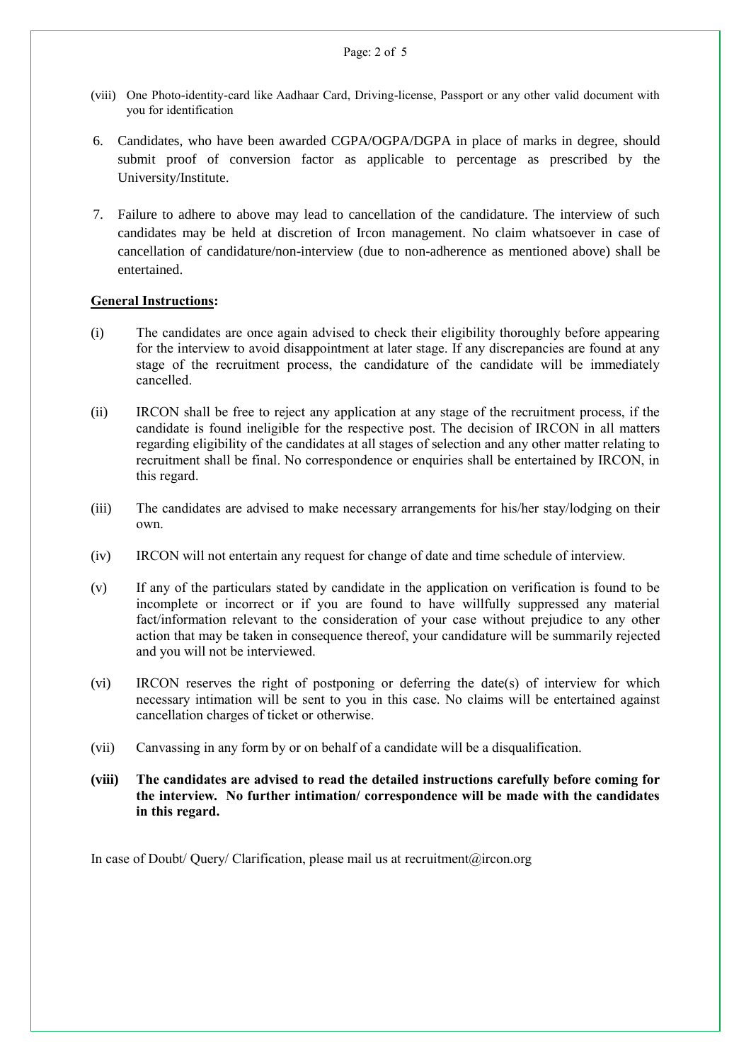(viii) One Photo-identity-card like Aadhaar Card, Driving-license, Passport or any other valid document with you for identification

6. Candidates, who have been awarded CGPA/OGPA/DGPA in place of marks in degree, should submit proof of conversion factor as applicable to percentage as prescribed by the University/Institute.

7. Failure to adhere to above may lead to cancellation of the candidature. The interview of such candidates may be held at discretion of Ircon management. No claim whatsoever in case of cancellation of candidature/non-interview (due to non-adherence as mentioned above) shall be entertained.

**General Instructions:**

(i) The candidates are once again advised to check their eligibility thoroughly before appearing for the interview to avoid disappointment at later stage. If any discrepancies are found at any stage of the recruitment process, the candidature of the candidate will be immediately cancelled.

(ii) IRCON shall be free to reject any application at any stage of the recruitment process, if the candidate is found ineligible for the respective post. The decision of IRCON in all matters regarding eligibility of the candidates at all stages of selection and any other matter relating to recruitment shall be final. No correspondence or enquiries shall be entertained by IRCON, in this regard.

(iii) The candidates are advised to make necessary arrangements for his/her stay/lodging on their own.

(iv) IRCON will not entertain any request for change of date and time schedule of interview.

(v) If any of the particulars stated by candidate in the application on verification is found to be incomplete or incorrect or if you are found to have willfully suppressed any material fact/information relevant to the consideration of your case without prejudice to any other action that may be taken in consequence thereof, your candidature will be summarily rejected and you will not be interviewed.

(vi) IRCON reserves the right of postponing or deferring the date(s) of interview for which necessary intimation will be sent to you in this case. No claims will be entertained against cancellation charges of ticket or otherwise.

(vii) Canvassing in any form by or on behalf of a candidate will be a disqualification.

**(viii) The candidates are advised to read the detailed instructions carefully before coming for the interview. No further intimation/ correspondence will be made with the candidates in this regard.**

In case of Doubt/ Query/ Clarification, please mail us at recruitment@ircon.org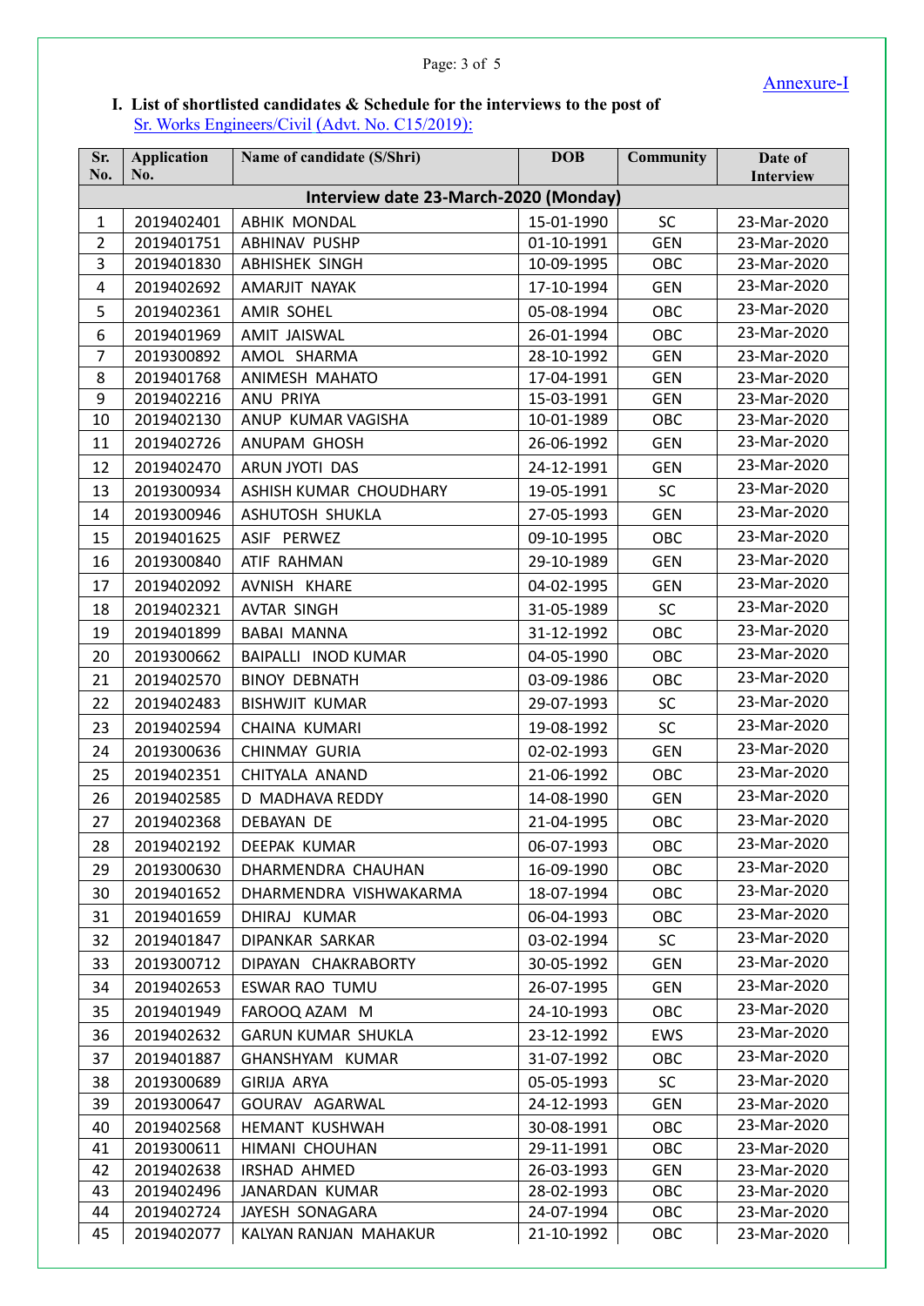Annexure-I

**I. List of shortlisted candidates & Schedule for the interviews to the post of Sr. Works Engineers/Civil (Advt. No. C15/2019):**

| Sr. No. | Application No. | Name of candidate (S/Shri) | DOB | Community | Date of Interview |
|---|---|---|---|---|---|
| **Interview date 23-March-2020 (Monday)** | | | | | |
| 1 | 2019402401 | ABHIK MONDAL | 15-01-1990 | SC | 23-Mar-2020 |
| 2 | 2019401751 | ABHINAV PUSHP | 01-10-1991 | GEN | 23-Mar-2020 |
| 3 | 2019401830 | ABHISHEK SINGH | 10-09-1995 | OBC | 23-Mar-2020 |
| 4 | 2019402692 | AMARJIT NAYAK | 17-10-1994 | GEN | 23-Mar-2020 |
| 5 | 2019402361 | AMIR SOHEL | 05-08-1994 | OBC | 23-Mar-2020 |
| 6 | 2019401969 | AMIT JAISWAL | 26-01-1994 | OBC | 23-Mar-2020 |
| 7 | 2019300892 | AMOL SHARMA | 28-10-1992 | GEN | 23-Mar-2020 |
| 8 | 2019401768 | ANIMESH MAHATO | 17-04-1991 | GEN | 23-Mar-2020 |
| 9 | 2019402216 | ANU PRIYA | 15-03-1991 | GEN | 23-Mar-2020 |
| 10 | 2019402130 | ANUP KUMAR VAGISHA | 10-01-1989 | OBC | 23-Mar-2020 |
| 11 | 2019402726 | ANUPAM GHOSH | 26-06-1992 | GEN | 23-Mar-2020 |
| 12 | 2019402470 | ARUN JYOTI DAS | 24-12-1991 | GEN | 23-Mar-2020 |
| 13 | 2019300934 | ASHISH KUMAR CHOUDHARY | 19-05-1991 | SC | 23-Mar-2020 |
| 14 | 2019300946 | ASHUTOSH SHUKLA | 27-05-1993 | GEN | 23-Mar-2020 |
| 15 | 2019401625 | ASIF PERWEZ | 09-10-1995 | OBC | 23-Mar-2020 |
| 16 | 2019300840 | ATIF RAHMAN | 29-10-1989 | GEN | 23-Mar-2020 |
| 17 | 2019402092 | AVNISH KHARE | 04-02-1995 | GEN | 23-Mar-2020 |
| 18 | 2019402321 | AVTAR SINGH | 31-05-1989 | SC | 23-Mar-2020 |
| 19 | 2019401899 | BABAI MANNA | 31-12-1992 | OBC | 23-Mar-2020 |
| 20 | 2019300662 | BAIPALLI INOD KUMAR | 04-05-1990 | OBC | 23-Mar-2020 |
| 21 | 2019402570 | BINOY DEBNATH | 03-09-1986 | OBC | 23-Mar-2020 |
| 22 | 2019402483 | BISHWJIT KUMAR | 29-07-1993 | SC | 23-Mar-2020 |
| 23 | 2019402594 | CHAINA KUMARI | 19-08-1992 | SC | 23-Mar-2020 |
| 24 | 2019300636 | CHINMAY GURIA | 02-02-1993 | GEN | 23-Mar-2020 |
| 25 | 2019402351 | CHITYALA ANAND | 21-06-1992 | OBC | 23-Mar-2020 |
| 26 | 2019402585 | D MADHAVA REDDY | 14-08-1990 | GEN | 23-Mar-2020 |
| 27 | 2019402368 | DEBAYAN DE | 21-04-1995 | OBC | 23-Mar-2020 |
| 28 | 2019402192 | DEEPAK KUMAR | 06-07-1993 | OBC | 23-Mar-2020 |
| 29 | 2019300630 | DHARMENDRA CHAUHAN | 16-09-1990 | OBC | 23-Mar-2020 |
| 30 | 2019401652 | DHARMENDRA VISHWAKARMA | 18-07-1994 | OBC | 23-Mar-2020 |
| 31 | 2019401659 | DHIRAJ KUMAR | 06-04-1993 | OBC | 23-Mar-2020 |
| 32 | 2019401847 | DIPANKAR SARKAR | 03-02-1994 | SC | 23-Mar-2020 |
| 33 | 2019300712 | DIPAYAN CHAKRABORTY | 30-05-1992 | GEN | 23-Mar-2020 |
| 34 | 2019402653 | ESWAR RAO TUMU | 26-07-1995 | GEN | 23-Mar-2020 |
| 35 | 2019401949 | FAROOQ AZAM M | 24-10-1993 | OBC | 23-Mar-2020 |
| 36 | 2019402632 | GARUN KUMAR SHUKLA | 23-12-1992 | EWS | 23-Mar-2020 |
| 37 | 2019401887 | GHANSHYAM KUMAR | 31-07-1992 | OBC | 23-Mar-2020 |
| 38 | 2019300689 | GIRIJA ARYA | 05-05-1993 | SC | 23-Mar-2020 |
| 39 | 2019300647 | GOURAV AGARWAL | 24-12-1993 | GEN | 23-Mar-2020 |
| 40 | 2019402568 | HEMANT KUSHWAH | 30-08-1991 | OBC | 23-Mar-2020 |
| 41 | 2019300611 | HIMANI CHOUHAN | 29-11-1991 | OBC | 23-Mar-2020 |
| 42 | 2019402638 | IRSHAD AHMED | 26-03-1993 | GEN | 23-Mar-2020 |
| 43 | 2019402496 | JANARDAN KUMAR | 28-02-1993 | OBC | 23-Mar-2020 |
| 44 | 2019402724 | JAYESH SONAGARA | 24-07-1994 | OBC | 23-Mar-2020 |
| 45 | 2019402077 | KALYAN RANJAN MAHAKUR | 21-10-1992 | OBC | 23-Mar-2020 |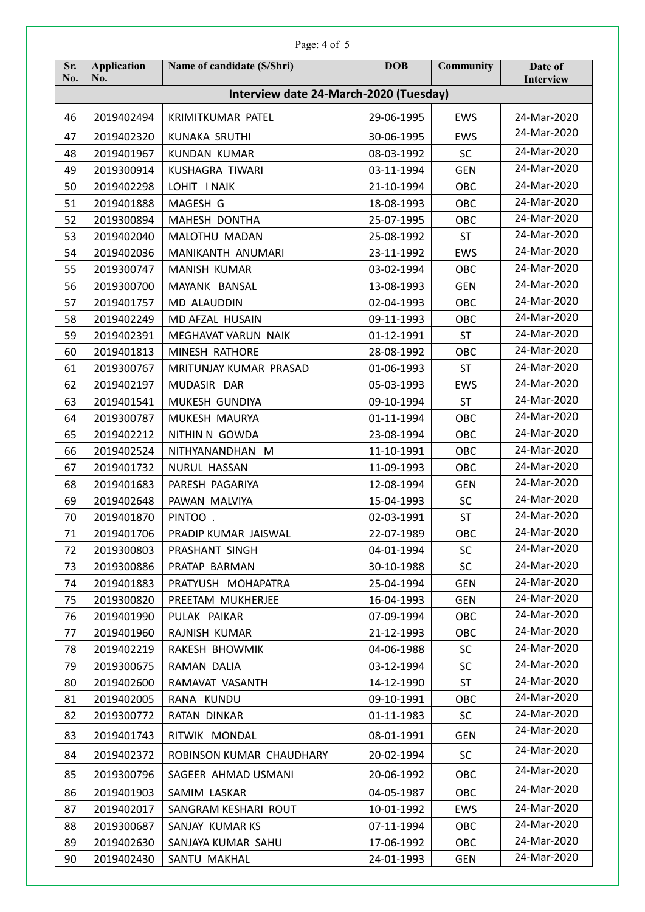| Sr. No. | Application No. | Name of candidate (S/Shri) | DOB | Community | Date of Interview |
|---|---|---|---|---|---|
| | **Interview date 24-March-2020 (Tuesday)** | | | | |
| 46 | 2019402494 | KRIMITKUMAR PATEL | 29-06-1995 | EWS | 24-Mar-2020 |
| 47 | 2019402320 | KUNAKA SRUTHI | 30-06-1995 | EWS | 24-Mar-2020 |
| 48 | 2019401967 | KUNDAN KUMAR | 08-03-1992 | SC | 24-Mar-2020 |
| 49 | 2019300914 | KUSHAGRA TIWARI | 03-11-1994 | GEN | 24-Mar-2020 |
| 50 | 2019402298 | LOHIT I NAIK | 21-10-1994 | OBC | 24-Mar-2020 |
| 51 | 2019401888 | MAGESH G | 18-08-1993 | OBC | 24-Mar-2020 |
| 52 | 2019300894 | MAHESH DONTHA | 25-07-1995 | OBC | 24-Mar-2020 |
| 53 | 2019402040 | MALOTHU MADAN | 25-08-1992 | ST | 24-Mar-2020 |
| 54 | 2019402036 | MANIKANTH ANUMARI | 23-11-1992 | EWS | 24-Mar-2020 |
| 55 | 2019300747 | MANISH KUMAR | 03-02-1994 | OBC | 24-Mar-2020 |
| 56 | 2019300700 | MAYANK BANSAL | 13-08-1993 | GEN | 24-Mar-2020 |
| 57 | 2019401757 | MD ALAUDDIN | 02-04-1993 | OBC | 24-Mar-2020 |
| 58 | 2019402249 | MD AFZAL HUSAIN | 09-11-1993 | OBC | 24-Mar-2020 |
| 59 | 2019402391 | MEGHAVAT VARUN NAIK | 01-12-1991 | ST | 24-Mar-2020 |
| 60 | 2019401813 | MINESH RATHORE | 28-08-1992 | OBC | 24-Mar-2020 |
| 61 | 2019300767 | MRITUNJAY KUMAR PRASAD | 01-06-1993 | ST | 24-Mar-2020 |
| 62 | 2019402197 | MUDASIR DAR | 05-03-1993 | EWS | 24-Mar-2020 |
| 63 | 2019401541 | MUKESH GUNDIYA | 09-10-1994 | ST | 24-Mar-2020 |
| 64 | 2019300787 | MUKESH MAURYA | 01-11-1994 | OBC | 24-Mar-2020 |
| 65 | 2019402212 | NITHIN N GOWDA | 23-08-1994 | OBC | 24-Mar-2020 |
| 66 | 2019402524 | NITHYANANDHAN M | 11-10-1991 | OBC | 24-Mar-2020 |
| 67 | 2019401732 | NURUL HASSAN | 11-09-1993 | OBC | 24-Mar-2020 |
| 68 | 2019401683 | PARESH PAGARIYA | 12-08-1994 | GEN | 24-Mar-2020 |
| 69 | 2019402648 | PAWAN MALVIYA | 15-04-1993 | SC | 24-Mar-2020 |
| 70 | 2019401870 | PINTOO . | 02-03-1991 | ST | 24-Mar-2020 |
| 71 | 2019401706 | PRADIP KUMAR JAISWAL | 22-07-1989 | OBC | 24-Mar-2020 |
| 72 | 2019300803 | PRASHANT SINGH | 04-01-1994 | SC | 24-Mar-2020 |
| 73 | 2019300886 | PRATAP BARMAN | 30-10-1988 | SC | 24-Mar-2020 |
| 74 | 2019401883 | PRATYUSH MOHAPATRA | 25-04-1994 | GEN | 24-Mar-2020 |
| 75 | 2019300820 | PREETAM MUKHERJEE | 16-04-1993 | GEN | 24-Mar-2020 |
| 76 | 2019401990 | PULAK PAIKAR | 07-09-1994 | OBC | 24-Mar-2020 |
| 77 | 2019401960 | RAJNISH KUMAR | 21-12-1993 | OBC | 24-Mar-2020 |
| 78 | 2019402219 | RAKESH BHOWMIK | 04-06-1988 | SC | 24-Mar-2020 |
| 79 | 2019300675 | RAMAN DALIA | 03-12-1994 | SC | 24-Mar-2020 |
| 80 | 2019402600 | RAMAVAT VASANTH | 14-12-1990 | ST | 24-Mar-2020 |
| 81 | 2019402005 | RANA KUNDU | 09-10-1991 | OBC | 24-Mar-2020 |
| 82 | 2019300772 | RATAN DINKAR | 01-11-1983 | SC | 24-Mar-2020 |
| 83 | 2019401743 | RITWIK MONDAL | 08-01-1991 | GEN | 24-Mar-2020 |
| 84 | 2019402372 | ROBINSON KUMAR CHAUDHARY | 20-02-1994 | SC | 24-Mar-2020 |
| 85 | 2019300796 | SAGEER AHMAD USMANI | 20-06-1992 | OBC | 24-Mar-2020 |
| 86 | 2019401903 | SAMIM LASKAR | 04-05-1987 | OBC | 24-Mar-2020 |
| 87 | 2019402017 | SANGRAM KESHARI ROUT | 10-01-1992 | EWS | 24-Mar-2020 |
| 88 | 2019300687 | SANJAY KUMAR KS | 07-11-1994 | OBC | 24-Mar-2020 |
| 89 | 2019402630 | SANJAYA KUMAR SAHU | 17-06-1992 | OBC | 24-Mar-2020 |
| 90 | 2019402430 | SANTU MAKHAL | 24-01-1993 | GEN | 24-Mar-2020 |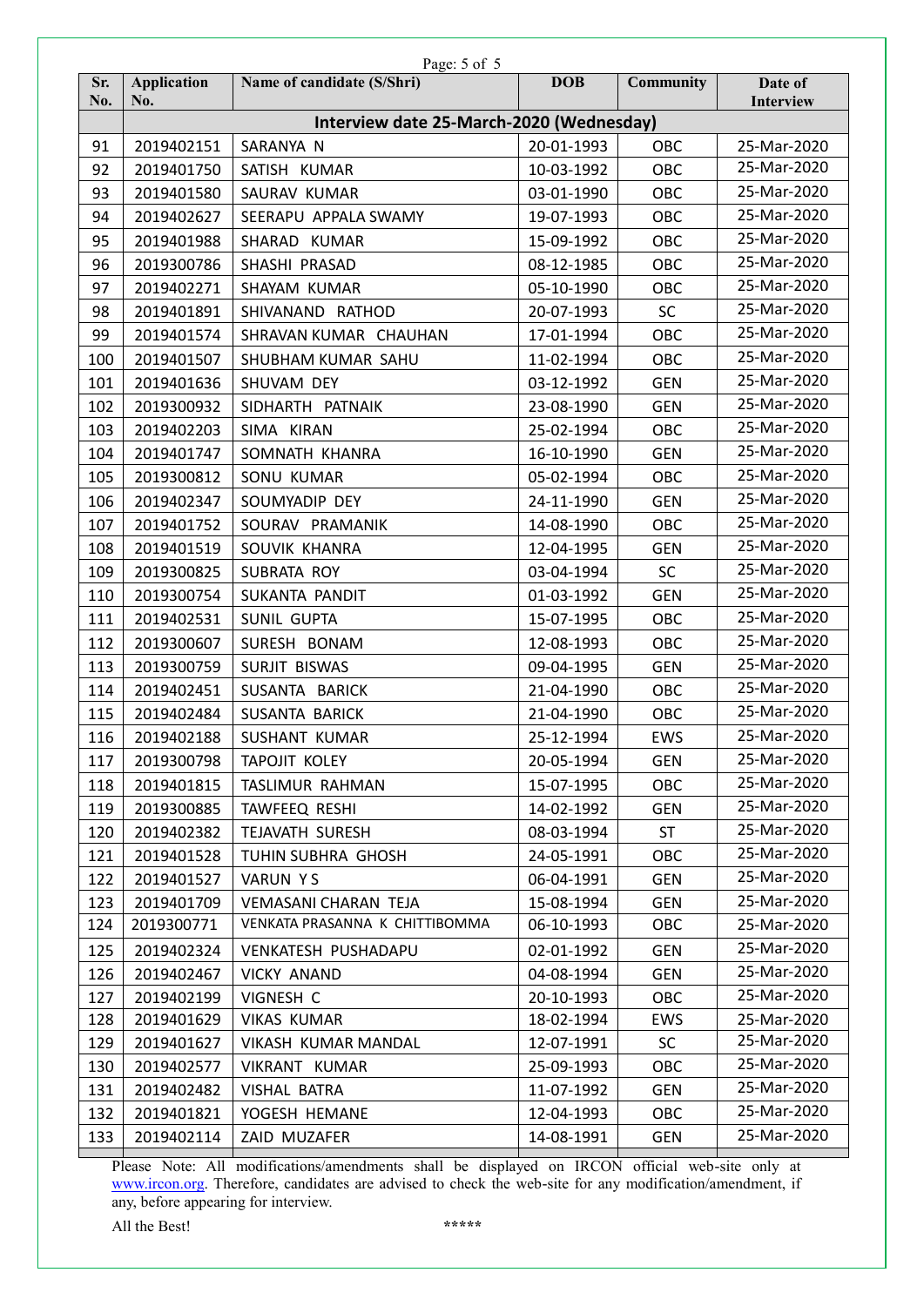| Sr. No. | Application No. | Name of candidate (S/Shri) | DOB | Community | Date of Interview |
|---|---|---|---|---|---|
| | **Interview date 25-March-2020 (Wednesday)** | | | | |
| 91 | 2019402151 | SARANYA N | 20-01-1993 | OBC | 25-Mar-2020 |
| 92 | 2019401750 | SATISH KUMAR | 10-03-1992 | OBC | 25-Mar-2020 |
| 93 | 2019401580 | SAURAV KUMAR | 03-01-1990 | OBC | 25-Mar-2020 |
| 94 | 2019402627 | SEERAPU APPALA SWAMY | 19-07-1993 | OBC | 25-Mar-2020 |
| 95 | 2019401988 | SHARAD KUMAR | 15-09-1992 | OBC | 25-Mar-2020 |
| 96 | 2019300786 | SHASHI PRASAD | 08-12-1985 | OBC | 25-Mar-2020 |
| 97 | 2019402271 | SHAYAM KUMAR | 05-10-1990 | OBC | 25-Mar-2020 |
| 98 | 2019401891 | SHIVANAND RATHOD | 20-07-1993 | SC | 25-Mar-2020 |
| 99 | 2019401574 | SHRAVAN KUMAR CHAUHAN | 17-01-1994 | OBC | 25-Mar-2020 |
| 100 | 2019401507 | SHUBHAM KUMAR SAHU | 11-02-1994 | OBC | 25-Mar-2020 |
| 101 | 2019401636 | SHUVAM DEY | 03-12-1992 | GEN | 25-Mar-2020 |
| 102 | 2019300932 | SIDHARTH PATNAIK | 23-08-1990 | GEN | 25-Mar-2020 |
| 103 | 2019402203 | SIMA KIRAN | 25-02-1994 | OBC | 25-Mar-2020 |
| 104 | 2019401747 | SOMNATH KHANRA | 16-10-1990 | GEN | 25-Mar-2020 |
| 105 | 2019300812 | SONU KUMAR | 05-02-1994 | OBC | 25-Mar-2020 |
| 106 | 2019402347 | SOUMYADIP DEY | 24-11-1990 | GEN | 25-Mar-2020 |
| 107 | 2019401752 | SOURAV PRAMANIK | 14-08-1990 | OBC | 25-Mar-2020 |
| 108 | 2019401519 | SOUVIK KHANRA | 12-04-1995 | GEN | 25-Mar-2020 |
| 109 | 2019300825 | SUBRATA ROY | 03-04-1994 | SC | 25-Mar-2020 |
| 110 | 2019300754 | SUKANTA PANDIT | 01-03-1992 | GEN | 25-Mar-2020 |
| 111 | 2019402531 | SUNIL GUPTA | 15-07-1995 | OBC | 25-Mar-2020 |
| 112 | 2019300607 | SURESH BONAM | 12-08-1993 | OBC | 25-Mar-2020 |
| 113 | 2019300759 | SURJIT BISWAS | 09-04-1995 | GEN | 25-Mar-2020 |
| 114 | 2019402451 | SUSANTA BARICK | 21-04-1990 | OBC | 25-Mar-2020 |
| 115 | 2019402484 | SUSANTA BARICK | 21-04-1990 | OBC | 25-Mar-2020 |
| 116 | 2019402188 | SUSHANT KUMAR | 25-12-1994 | EWS | 25-Mar-2020 |
| 117 | 2019300798 | TAPOJIT KOLEY | 20-05-1994 | GEN | 25-Mar-2020 |
| 118 | 2019401815 | TASLIMUR RAHMAN | 15-07-1995 | OBC | 25-Mar-2020 |
| 119 | 2019300885 | TAWFEEQ RESHI | 14-02-1992 | GEN | 25-Mar-2020 |
| 120 | 2019402382 | TEJAVATH SURESH | 08-03-1994 | ST | 25-Mar-2020 |
| 121 | 2019401528 | TUHIN SUBHRA GHOSH | 24-05-1991 | OBC | 25-Mar-2020 |
| 122 | 2019401527 | VARUN Y S | 06-04-1991 | GEN | 25-Mar-2020 |
| 123 | 2019401709 | VEMASANI CHARAN TEJA | 15-08-1994 | GEN | 25-Mar-2020 |
| 124 | 2019300771 | VENKATA PRASANNA K CHITTIBOMMA | 06-10-1993 | OBC | 25-Mar-2020 |
| 125 | 2019402324 | VENKATESH PUSHADAPU | 02-01-1992 | GEN | 25-Mar-2020 |
| 126 | 2019402467 | VICKY ANAND | 04-08-1994 | GEN | 25-Mar-2020 |
| 127 | 2019402199 | VIGNESH C | 20-10-1993 | OBC | 25-Mar-2020 |
| 128 | 2019401629 | VIKAS KUMAR | 18-02-1994 | EWS | 25-Mar-2020 |
| 129 | 2019401627 | VIKASH KUMAR MANDAL | 12-07-1991 | SC | 25-Mar-2020 |
| 130 | 2019402577 | VIKRANT KUMAR | 25-09-1993 | OBC | 25-Mar-2020 |
| 131 | 2019402482 | VISHAL BATRA | 11-07-1992 | GEN | 25-Mar-2020 |
| 132 | 2019401821 | YOGESH HEMANE | 12-04-1993 | OBC | 25-Mar-2020 |
| 133 | 2019402114 | ZAID MUZAFER | 14-08-1991 | GEN | 25-Mar-2020 |

Please Note: All modifications/amendments shall be displayed on IRCON official web-site only at www.ircon.org. Therefore, candidates are advised to check the web-site for any modification/amendment, if any, before appearing for interview.

All the Best!

*****